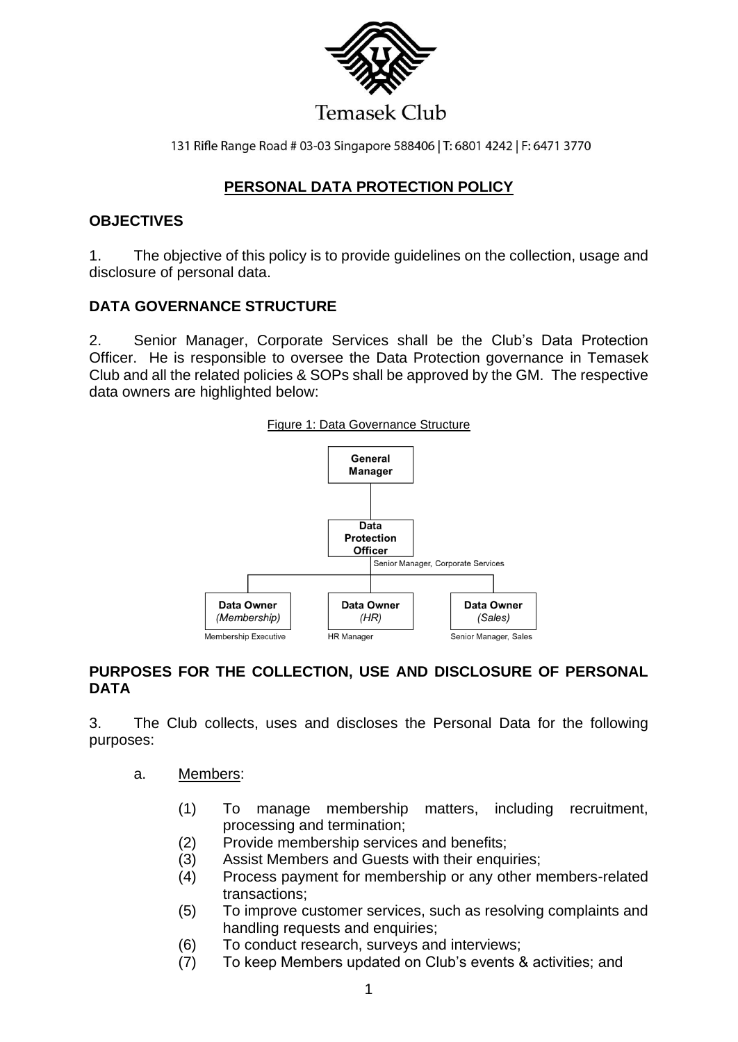Temasek Club

131 Rifle Range Road # 03-03 Singapore 588406 | T: 6801 4242 | F: 6471 3770

# PERSONAL DATA PROTECTION POLICY

## OBJECTIVES

1. The objective of this policy is to provide guidelines on the collection, usage and disclosure of personal data.

## DATA GOVERNANCE STRUCTURE

2. Senior Manager, Corporate Services shall be the Club's Data Protection Officer. He is responsible to oversee the Data Protection governance in Temasek Club and all the related policies & SOPs shall be approved by the GM. The respective data owners are highlighted below:

Figure 1: Data Governance Structure

- **General Manager**
  - **Data Protection Officer** (Senior Manager, Corporate Services)
    - **Data Owner** *(Membership)* – Membership Executive
    - **Data Owner** *(HR)* – HR Manager
    - **Data Owner** *(Sales)* – Senior Manager, Sales

## PURPOSES FOR THE COLLECTION, USE AND DISCLOSURE OF PERSONAL DATA

3. The Club collects, uses and discloses the Personal Data for the following purposes:

a. Members:

(1) To manage membership matters, including recruitment, processing and termination;

(2) Provide membership services and benefits;

(3) Assist Members and Guests with their enquiries;

(4) Process payment for membership or any other members-related transactions;

(5) To improve customer services, such as resolving complaints and handling requests and enquiries;

(6) To conduct research, surveys and interviews;

(7) To keep Members updated on Club's events & activities; and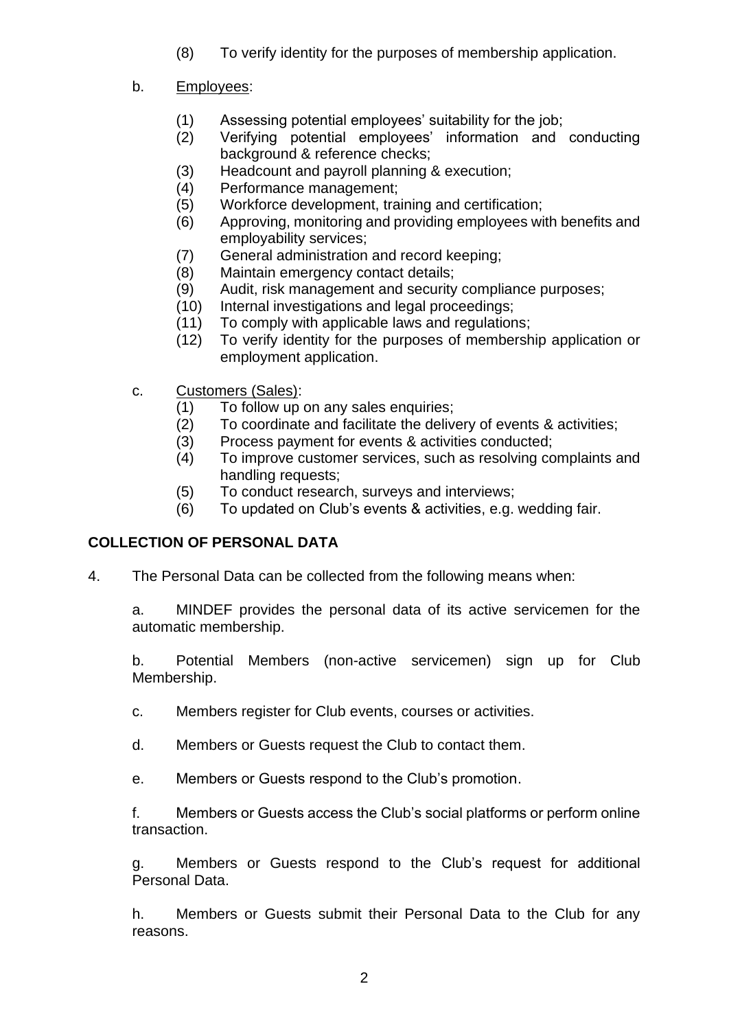(8) To verify identity for the purposes of membership application.

b. Employees:

(1) Assessing potential employees' suitability for the job;
(2) Verifying potential employees' information and conducting background & reference checks;
(3) Headcount and payroll planning & execution;
(4) Performance management;
(5) Workforce development, training and certification;
(6) Approving, monitoring and providing employees with benefits and employability services;
(7) General administration and record keeping;
(8) Maintain emergency contact details;
(9) Audit, risk management and security compliance purposes;
(10) Internal investigations and legal proceedings;
(11) To comply with applicable laws and regulations;
(12) To verify identity for the purposes of membership application or employment application.

c. Customers (Sales):

(1) To follow up on any sales enquiries;
(2) To coordinate and facilitate the delivery of events & activities;
(3) Process payment for events & activities conducted;
(4) To improve customer services, such as resolving complaints and handling requests;
(5) To conduct research, surveys and interviews;
(6) To updated on Club's events & activities, e.g. wedding fair.

**COLLECTION OF PERSONAL DATA**

4. The Personal Data can be collected from the following means when:

a. MINDEF provides the personal data of its active servicemen for the automatic membership.

b. Potential Members (non-active servicemen) sign up for Club Membership.

c. Members register for Club events, courses or activities.

d. Members or Guests request the Club to contact them.

e. Members or Guests respond to the Club's promotion.

f. Members or Guests access the Club's social platforms or perform online transaction.

g. Members or Guests respond to the Club's request for additional Personal Data.

h. Members or Guests submit their Personal Data to the Club for any reasons.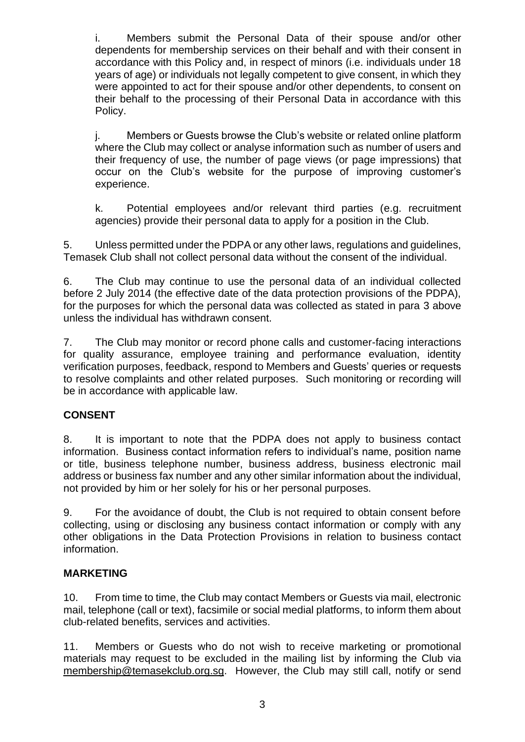i. Members submit the Personal Data of their spouse and/or other dependents for membership services on their behalf and with their consent in accordance with this Policy and, in respect of minors (i.e. individuals under 18 years of age) or individuals not legally competent to give consent, in which they were appointed to act for their spouse and/or other dependents, to consent on their behalf to the processing of their Personal Data in accordance with this Policy.

j. Members or Guests browse the Club's website or related online platform where the Club may collect or analyse information such as number of users and their frequency of use, the number of page views (or page impressions) that occur on the Club's website for the purpose of improving customer's experience.

k. Potential employees and/or relevant third parties (e.g. recruitment agencies) provide their personal data to apply for a position in the Club.

5. Unless permitted under the PDPA or any other laws, regulations and guidelines, Temasek Club shall not collect personal data without the consent of the individual.

6. The Club may continue to use the personal data of an individual collected before 2 July 2014 (the effective date of the data protection provisions of the PDPA), for the purposes for which the personal data was collected as stated in para 3 above unless the individual has withdrawn consent.

7. The Club may monitor or record phone calls and customer-facing interactions for quality assurance, employee training and performance evaluation, identity verification purposes, feedback, respond to Members and Guests' queries or requests to resolve complaints and other related purposes. Such monitoring or recording will be in accordance with applicable law.

**CONSENT**

8. It is important to note that the PDPA does not apply to business contact information. Business contact information refers to individual's name, position name or title, business telephone number, business address, business electronic mail address or business fax number and any other similar information about the individual, not provided by him or her solely for his or her personal purposes.

9. For the avoidance of doubt, the Club is not required to obtain consent before collecting, using or disclosing any business contact information or comply with any other obligations in the Data Protection Provisions in relation to business contact information.

**MARKETING**

10. From time to time, the Club may contact Members or Guests via mail, electronic mail, telephone (call or text), facsimile or social medial platforms, to inform them about club-related benefits, services and activities.

11. Members or Guests who do not wish to receive marketing or promotional materials may request to be excluded in the mailing list by informing the Club via membership@temasekclub.org.sg. However, the Club may still call, notify or send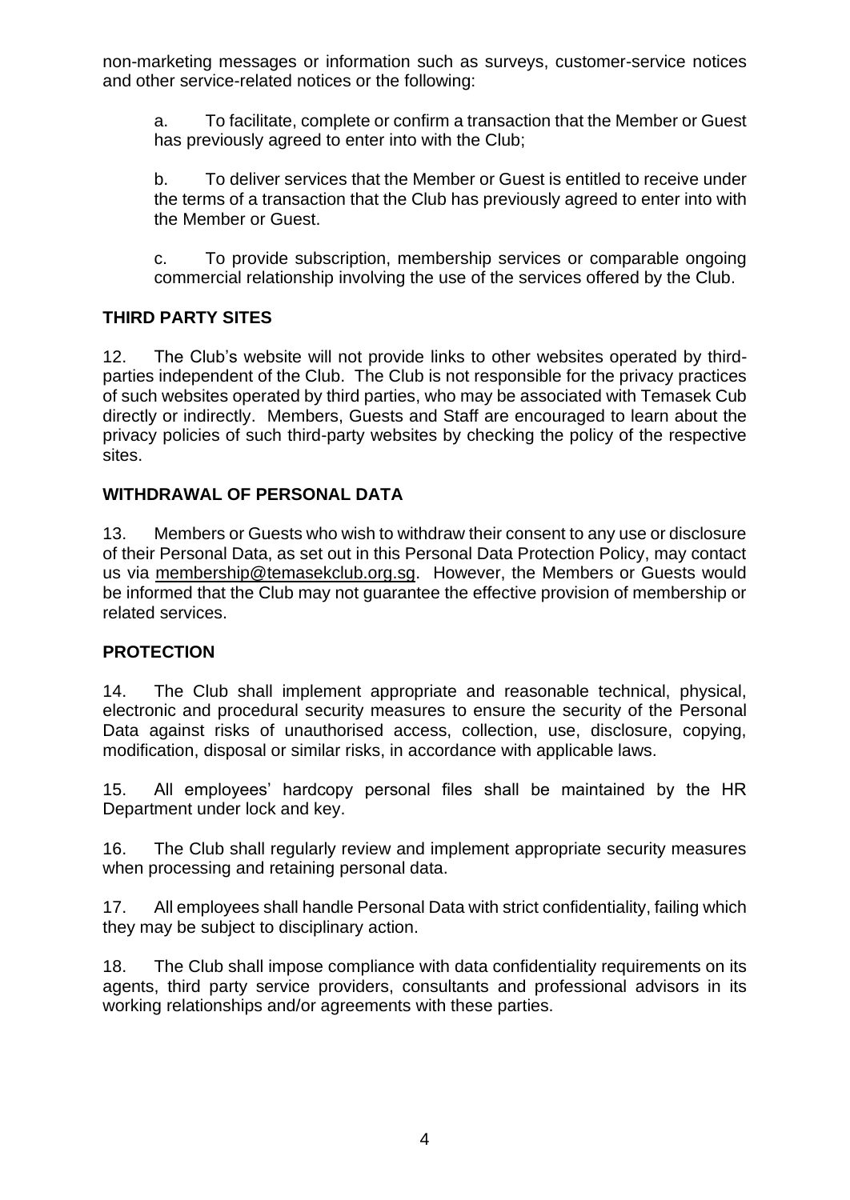non-marketing messages or information such as surveys, customer-service notices and other service-related notices or the following:

a. To facilitate, complete or confirm a transaction that the Member or Guest has previously agreed to enter into with the Club;

b. To deliver services that the Member or Guest is entitled to receive under the terms of a transaction that the Club has previously agreed to enter into with the Member or Guest.

c. To provide subscription, membership services or comparable ongoing commercial relationship involving the use of the services offered by the Club.

## THIRD PARTY SITES

12. The Club's website will not provide links to other websites operated by third-parties independent of the Club. The Club is not responsible for the privacy practices of such websites operated by third parties, who may be associated with Temasek Cub directly or indirectly. Members, Guests and Staff are encouraged to learn about the privacy policies of such third-party websites by checking the policy of the respective sites.

## WITHDRAWAL OF PERSONAL DATA

13. Members or Guests who wish to withdraw their consent to any use or disclosure of their Personal Data, as set out in this Personal Data Protection Policy, may contact us via membership@temasekclub.org.sg. However, the Members or Guests would be informed that the Club may not guarantee the effective provision of membership or related services.

## PROTECTION

14. The Club shall implement appropriate and reasonable technical, physical, electronic and procedural security measures to ensure the security of the Personal Data against risks of unauthorised access, collection, use, disclosure, copying, modification, disposal or similar risks, in accordance with applicable laws.

15. All employees' hardcopy personal files shall be maintained by the HR Department under lock and key.

16. The Club shall regularly review and implement appropriate security measures when processing and retaining personal data.

17. All employees shall handle Personal Data with strict confidentiality, failing which they may be subject to disciplinary action.

18. The Club shall impose compliance with data confidentiality requirements on its agents, third party service providers, consultants and professional advisors in its working relationships and/or agreements with these parties.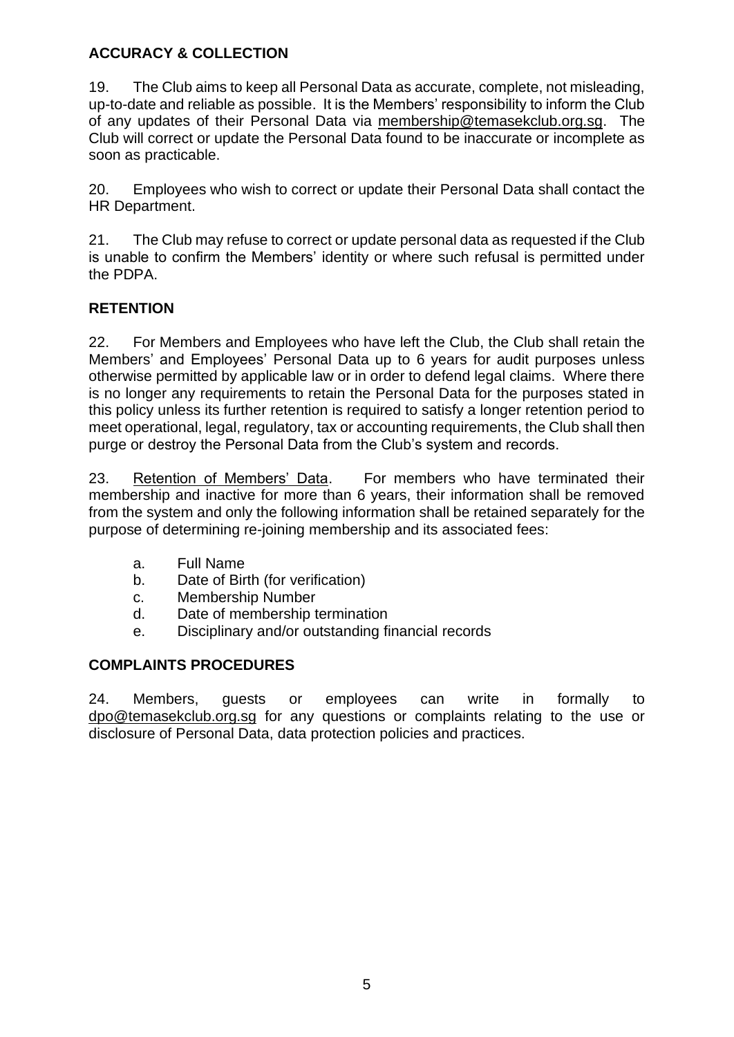## ACCURACY & COLLECTION

19. The Club aims to keep all Personal Data as accurate, complete, not misleading, up-to-date and reliable as possible. It is the Members' responsibility to inform the Club of any updates of their Personal Data via membership@temasekclub.org.sg. The Club will correct or update the Personal Data found to be inaccurate or incomplete as soon as practicable.

20. Employees who wish to correct or update their Personal Data shall contact the HR Department.

21. The Club may refuse to correct or update personal data as requested if the Club is unable to confirm the Members' identity or where such refusal is permitted under the PDPA.

## RETENTION

22. For Members and Employees who have left the Club, the Club shall retain the Members' and Employees' Personal Data up to 6 years for audit purposes unless otherwise permitted by applicable law or in order to defend legal claims. Where there is no longer any requirements to retain the Personal Data for the purposes stated in this policy unless its further retention is required to satisfy a longer retention period to meet operational, legal, regulatory, tax or accounting requirements, the Club shall then purge or destroy the Personal Data from the Club's system and records.

23. Retention of Members' Data. For members who have terminated their membership and inactive for more than 6 years, their information shall be removed from the system and only the following information shall be retained separately for the purpose of determining re-joining membership and its associated fees:

a. Full Name
b. Date of Birth (for verification)
c. Membership Number
d. Date of membership termination
e. Disciplinary and/or outstanding financial records

## COMPLAINTS PROCEDURES

24. Members, guests or employees can write in formally to dpo@temasekclub.org.sg for any questions or complaints relating to the use or disclosure of Personal Data, data protection policies and practices.